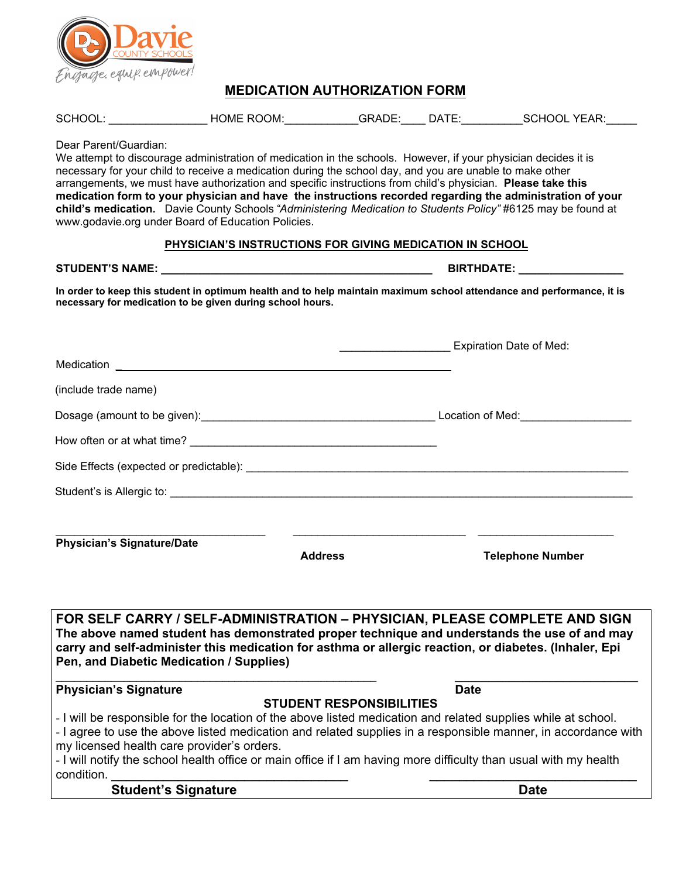# MEDICATION AUTHORIZATION FORM

SCHOOL: _______________ HOME ROOM:___________GRADE:____ DATE:_________SCHOOL YEAR:_____

Dear Parent/Guardian:
We attempt to discourage administration of medication in the schools. However, if your physician decides it is necessary for your child to receive a medication during the school day, and you are unable to make other arrangements, we must have authorization and specific instructions from child's physician. **Please take this medication form to your physician and have the instructions recorded regarding the administration of your child's medication.** Davie County Schools *"Administering Medication to Students Policy"* #6125 may be found at www.godavie.org under Board of Education Policies.

## PHYSICIAN'S INSTRUCTIONS FOR GIVING MEDICATION IN SCHOOL

**STUDENT'S NAME:** ____________________________________________ **BIRTHDATE:** _________________

**In order to keep this student in optimum health and to help maintain maximum school attendance and performance, it is necessary for medication to be given during school hours.**

_________________ Expiration Date of Med:

Medication ________________________________________________________

(include trade name)

Dosage (amount to be given):______________________________________ Location of Med:_________________

How often or at what time? ________________________________________

Side Effects (expected or predictable): _____________________________________________________________

Student's is Allergic to: ________________________________________________________________________

__________________________________ ____________________________ ______________________

**Physician's Signature/Date** **Address** **Telephone Number**

---

**FOR SELF CARRY / SELF-ADMINISTRATION – PHYSICIAN, PLEASE COMPLETE AND SIGN**
**The above named student has demonstrated proper technique and understands the use of and may carry and self-administer this medication for asthma or allergic reaction, or diabetes. (Inhaler, Epi Pen, and Diabetic Medication / Supplies)**

_________________________________________________ ____________________________

**Physician's Signature** **Date**

**STUDENT RESPONSIBILITIES**

- I will be responsible for the location of the above listed medication and related supplies while at school.
- I agree to use the above listed medication and related supplies in a responsible manner, in accordance with my licensed health care provider's orders.
- I will notify the school health office or main office if I am having more difficulty than usual with my health condition. ____________________________________ ________________________________

**Student's Signature** **Date**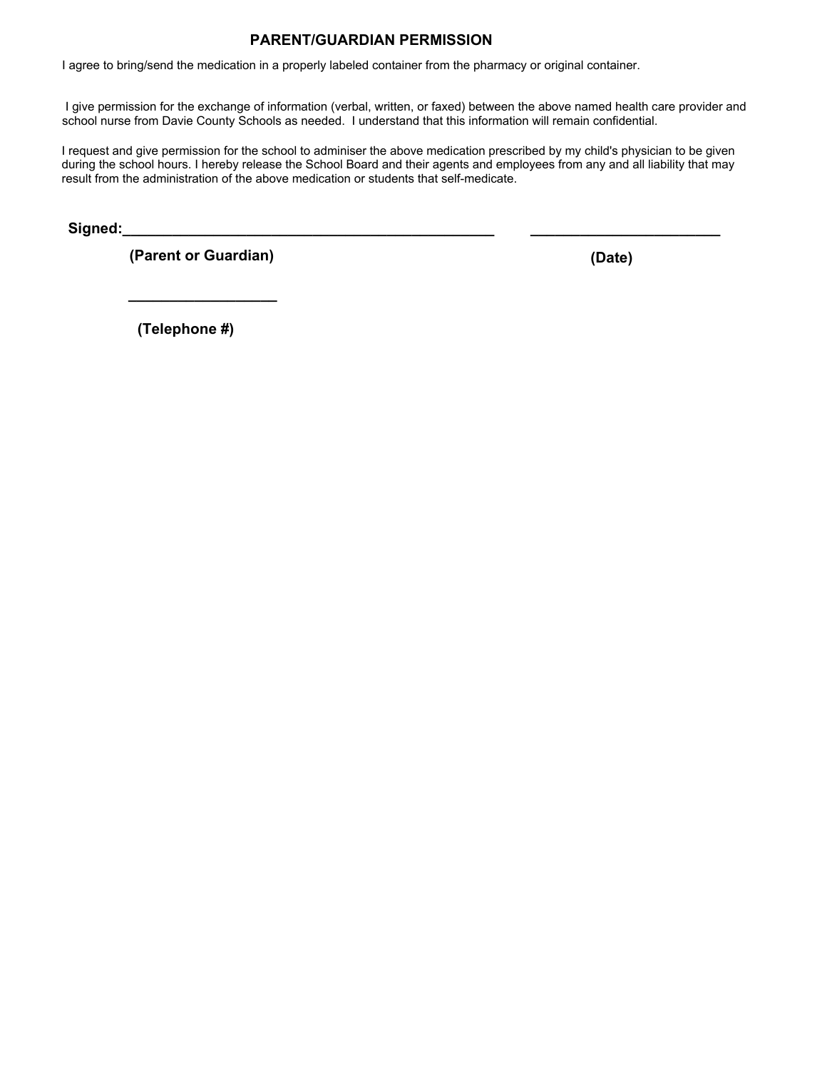## PARENT/GUARDIAN PERMISSION

I agree to bring/send the medication in a properly labeled container from the pharmacy or original container.

I give permission for the exchange of information (verbal, written, or faxed) between the above named health care provider and school nurse from Davie County Schools as needed. I understand that this information will remain confidential.

I request and give permission for the school to adminiser the above medication prescribed by my child's physician to be given during the school hours. I hereby release the School Board and their agents and employees from any and all liability that may result from the administration of the above medication or students that self-medicate.

**Signed:**_______________________________________________ ________________________

**(Parent or Guardian)** **(Date)**

___________________

**(Telephone #)**